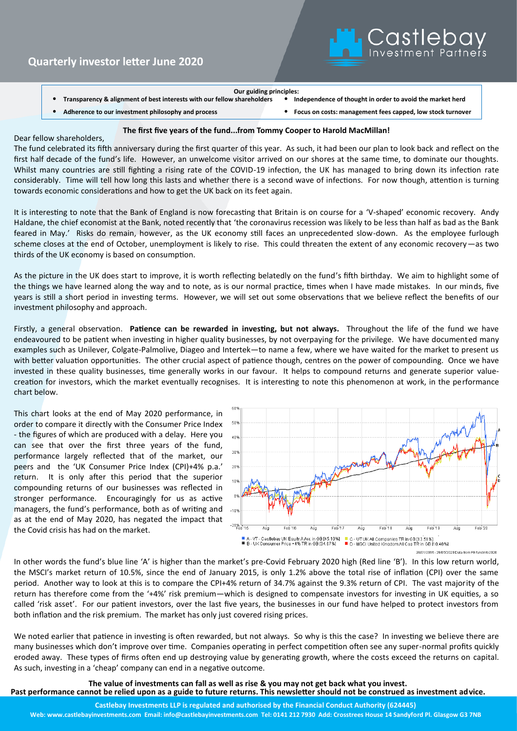# Quarterly investor letter June 2020

Castlebay Investment Partners

**Our guiding principles:**

- **Transparency & alignment of best interests with our fellow shareholders**
- **Independence of thought in order to avoid the market herd**
- **Adherence to our investment philosophy and process**
- **Focus on costs: management fees capped, low stock turnover**

## The first five years of the fund...from Tommy Cooper to Harold MacMillan!

Dear fellow shareholders,

The fund celebrated its fifth anniversary during the first quarter of this year. As such, it had been our plan to look back and reflect on the first half decade of the fund's life. However, an unwelcome visitor arrived on our shores at the same time, to dominate our thoughts. Whilst many countries are still fighting a rising rate of the COVID-19 infection, the UK has managed to bring down its infection rate considerably. Time will tell how long this lasts and whether there is a second wave of infections. For now though, attention is turning towards economic considerations and how to get the UK back on its feet again.

It is interesting to note that the Bank of England is now forecasting that Britain is on course for a 'V-shaped' economic recovery. Andy Haldane, the chief economist at the Bank, noted recently that 'the coronavirus recession was likely to be less than half as bad as the Bank feared in May.' Risks do remain, however, as the UK economy still faces an unprecedented slow-down. As the employee furlough scheme closes at the end of October, unemployment is likely to rise. This could threaten the extent of any economic recovery—as two thirds of the UK economy is based on consumption.

As the picture in the UK does start to improve, it is worth reflecting belatedly on the fund's fifth birthday. We aim to highlight some of the things we have learned along the way and to note, as is our normal practice, times when I have made mistakes. In our minds, five years is still a short period in investing terms. However, we will set out some observations that we believe reflect the benefits of our investment philosophy and approach.

Firstly, a general observation. **Patience can be rewarded in investing, but not always.** Throughout the life of the fund we have endeavoured to be patient when investing in higher quality businesses, by not overpaying for the privilege. We have documented many examples such as Unilever, Colgate-Palmolive, Diageo and Intertek—to name a few, where we have waited for the market to present us with better valuation opportunities. The other crucial aspect of patience though, centres on the power of compounding. Once we have invested in these quality businesses, time generally works in our favour. It helps to compound returns and generate superior value-creation for investors, which the market eventually recognises. It is interesting to note this phenomenon at work, in the performance chart below.

This chart looks at the end of May 2020 performance, in order to compare it directly with the Consumer Price Index - the figures of which are produced with a delay. Here you can see that over the first three years of the fund, performance largely reflected that of the market, our peers and the 'UK Consumer Price Index (CPI)+4% p.a.' return. It is only after this period that the superior compounding returns of our businesses was reflected in stronger performance. Encouragingly for us as active managers, the fund's performance, both as of writing and as at the end of May 2020, has negated the impact that the Covid crisis has had on the market.

A - VT - Castlebay UK Equity A Acc in GB [45.13%] B - UK Consumer Price +4% TR in GB [34.87%] C - UT UK All Companies TR in GB [13.51%] D - MSCI United Kingdom All Cap TR in GB [10.46%]

28/01/2015 - 29/05/2020 Data from FE fundinfo2020

In other words the fund's blue line 'A' is higher than the market's pre-Covid February 2020 high (Red line 'B'). In this low return world, the MSCI's market return of 10.5%, since the end of January 2015, is only 1.2% above the total rise of inflation (CPI) over the same period. Another way to look at this is to compare the CPI+4% return of 34.7% against the 9.3% return of CPI. The vast majority of the return has therefore come from the '+4%' risk premium—which is designed to compensate investors for investing in UK equities, a so called 'risk asset'. For our patient investors, over the last five years, the businesses in our fund have helped to protect investors from both inflation and the risk premium. The market has only just covered rising prices.

We noted earlier that patience in investing is often rewarded, but not always. So why is this the case? In investing we believe there are many businesses which don't improve over time. Companies operating in perfect competition often see any super-normal profits quickly eroded away. These types of firms often end up destroying value by generating growth, where the costs exceed the returns on capital. As such, investing in a 'cheap' company can end in a negative outcome.

**The value of investments can fall as well as rise & you may not get back what you invest.**
**Past performance cannot be relied upon as a guide to future returns. This newsletter should not be construed as investment advice.**

**Castlebay Investments LLP is regulated and authorised by the Financial Conduct Authority (624445)**
**Web: www.castlebayinvestments.com Email: info@castlebayinvestments.com Tel: 0141 212 7930 Add: Crosstrees House 14 Sandyford Pl. Glasgow G3 7NB**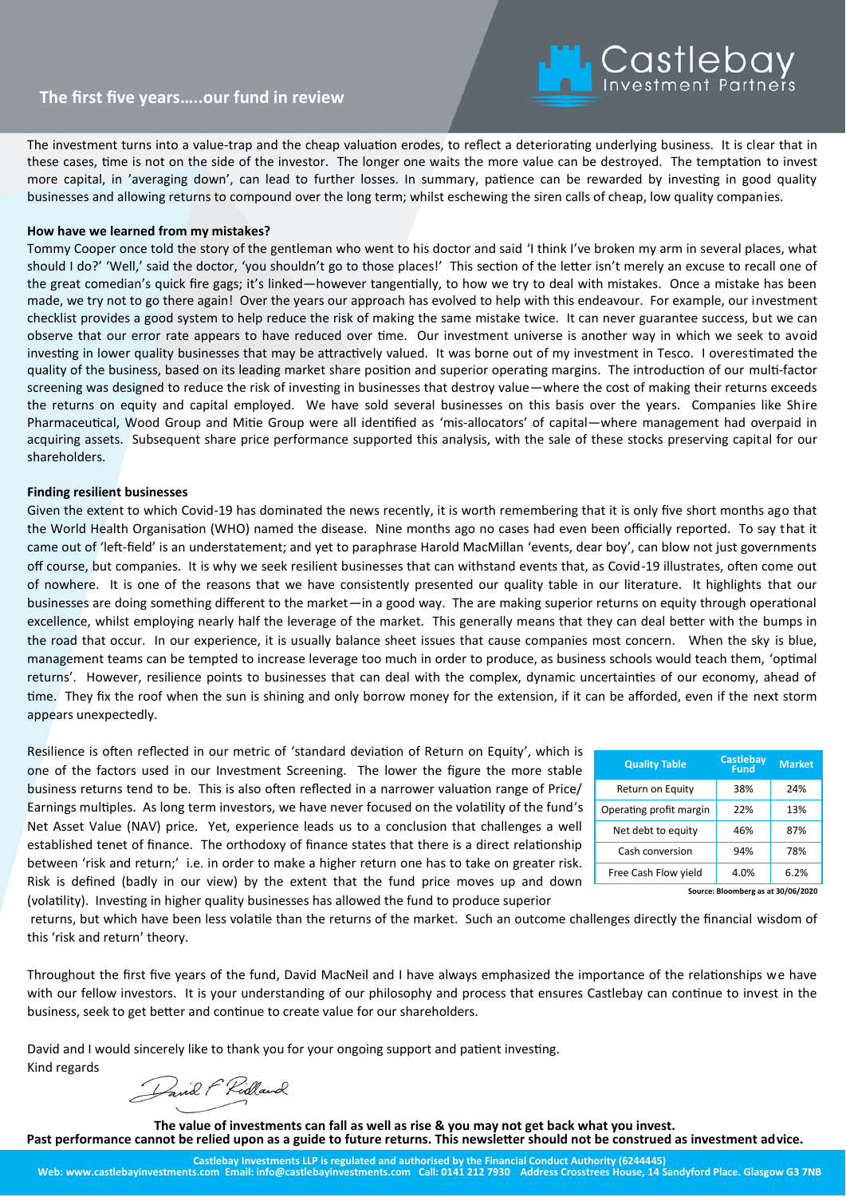The investment turns into a value-trap and the cheap valuation erodes, to reflect a deteriorating underlying business. It is clear that in these cases, time is not on the side of the investor. The longer one waits the more value can be destroyed. The temptation to invest more capital, in 'averaging down', can lead to further losses. In summary, patience can be rewarded by investing in good quality businesses and allowing returns to compound over the long term; whilst eschewing the siren calls of cheap, low quality companies.

**How have we learned from my mistakes?**

Tommy Cooper once told the story of the gentleman who went to his doctor and said 'I think I've broken my arm in several places, what should I do?' 'Well,' said the doctor, 'you shouldn't go to those places!' This section of the letter isn't merely an excuse to recall one of the great comedian's quick fire gags; it's linked—however tangentially, to how we try to deal with mistakes. Once a mistake has been made, we try not to go there again! Over the years our approach has evolved to help with this endeavour. For example, our investment checklist provides a good system to help reduce the risk of making the same mistake twice. It can never guarantee success, but we can observe that our error rate appears to have reduced over time. Our investment universe is another way in which we seek to avoid investing in lower quality businesses that may be attractively valued. It was borne out of my investment in Tesco. I overestimated the quality of the business, based on its leading market share position and superior operating margins. The introduction of our multi-factor screening was designed to reduce the risk of investing in businesses that destroy value—where the cost of making their returns exceeds the returns on equity and capital employed. We have sold several businesses on this basis over the years. Companies like Shire Pharmaceutical, Wood Group and Mitie Group were all identified as 'mis-allocators' of capital—where management had overpaid in acquiring assets. Subsequent share price performance supported this analysis, with the sale of these stocks preserving capital for our shareholders.

**Finding resilient businesses**

Given the extent to which Covid-19 has dominated the news recently, it is worth remembering that it is only five short months ago that the World Health Organisation (WHO) named the disease. Nine months ago no cases had even been officially reported. To say that it came out of 'left-field' is an understatement; and yet to paraphrase Harold MacMillan 'events, dear boy', can blow not just governments off course, but companies. It is why we seek resilient businesses that can withstand events that, as Covid-19 illustrates, often come out of nowhere. It is one of the reasons that we have consistently presented our quality table in our literature. It highlights that our businesses are doing something different to the market—in a good way. The are making superior returns on equity through operational excellence, whilst employing nearly half the leverage of the market. This generally means that they can deal better with the bumps in the road that occur. In our experience, it is usually balance sheet issues that cause companies most concern. When the sky is blue, management teams can be tempted to increase leverage too much in order to produce, as business schools would teach them, 'optimal returns'. However, resilience points to businesses that can deal with the complex, dynamic uncertainties of our economy, ahead of time. They fix the roof when the sun is shining and only borrow money for the extension, if it can be afforded, even if the next storm appears unexpectedly.

Resilience is often reflected in our metric of 'standard deviation of Return on Equity', which is one of the factors used in our Investment Screening. The lower the figure the more stable business returns tend to be. This is also often reflected in a narrower valuation range of Price/Earnings multiples. As long term investors, we have never focused on the volatility of the fund's Net Asset Value (NAV) price. Yet, experience leads us to a conclusion that challenges a well established tenet of finance. The orthodoxy of finance states that there is a direct relationship between 'risk and return;' i.e. in order to make a higher return one has to take on greater risk. Risk is defined (badly in our view) by the extent that the fund price moves up and down (volatility). Investing in higher quality businesses has allowed the fund to produce superior returns, but which have been less volatile than the returns of the market. Such an outcome challenges directly the financial wisdom of this 'risk and return' theory.

| Quality Table | Castlebay Fund | Market |
|---|---|---|
| Return on Equity | 38% | 24% |
| Operating profit margin | 22% | 13% |
| Net debt to equity | 46% | 87% |
| Cash conversion | 94% | 78% |
| Free Cash Flow yield | 4.0% | 6.2% |

Source: Bloomberg as at 30/06/2020

Throughout the first five years of the fund, David MacNeil and I have always emphasized the importance of the relationships we have with our fellow investors. It is your understanding of our philosophy and process that ensures Castlebay can continue to invest in the business, seek to get better and continue to create value for our shareholders.

David and I would sincerely like to thank you for your ongoing support and patient investing.

Kind regards

David F Rolland

**The value of investments can fall as well as rise & you may not get back what you invest.**
**Past performance cannot be relied upon as a guide to future returns. This newsletter should not be construed as investment advice.**

Castlebay Investments LLP is regulated and authorised by the Financial Conduct Authority (6244445)
Web: www.castlebayinvestments.com Email: info@castlebayinvestments.com Call: 0141 212 7930 Address Crosstrees House, 14 Sandyford Place. Glasgow G3 7NB